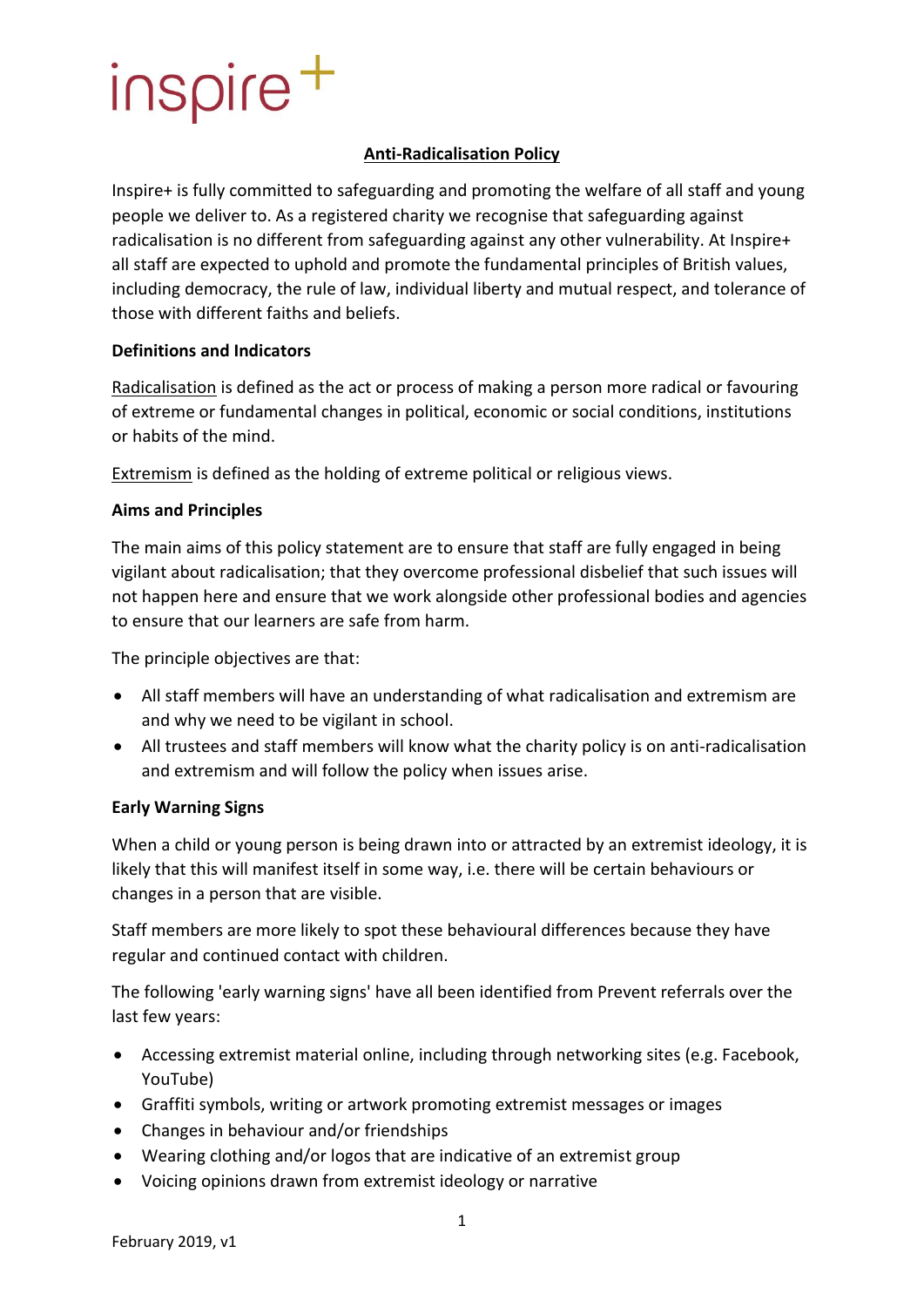inspire+

# Anti-Radicalisation Policy

Inspire+ is fully committed to safeguarding and promoting the welfare of all staff and young people we deliver to. As a registered charity we recognise that safeguarding against radicalisation is no different from safeguarding against any other vulnerability. At Inspire+ all staff are expected to uphold and promote the fundamental principles of British values, including democracy, the rule of law, individual liberty and mutual respect, and tolerance of those with different faiths and beliefs.

## Definitions and Indicators

Radicalisation is defined as the act or process of making a person more radical or favouring of extreme or fundamental changes in political, economic or social conditions, institutions or habits of the mind.

Extremism is defined as the holding of extreme political or religious views.

## Aims and Principles

The main aims of this policy statement are to ensure that staff are fully engaged in being vigilant about radicalisation; that they overcome professional disbelief that such issues will not happen here and ensure that we work alongside other professional bodies and agencies to ensure that our learners are safe from harm.

The principle objectives are that:

- All staff members will have an understanding of what radicalisation and extremism are and why we need to be vigilant in school.
- All trustees and staff members will know what the charity policy is on anti-radicalisation and extremism and will follow the policy when issues arise.

## Early Warning Signs

When a child or young person is being drawn into or attracted by an extremist ideology, it is likely that this will manifest itself in some way, i.e. there will be certain behaviours or changes in a person that are visible.

Staff members are more likely to spot these behavioural differences because they have regular and continued contact with children.

The following 'early warning signs' have all been identified from Prevent referrals over the last few years:

- Accessing extremist material online, including through networking sites (e.g. Facebook, YouTube)
- Graffiti symbols, writing or artwork promoting extremist messages or images
- Changes in behaviour and/or friendships
- Wearing clothing and/or logos that are indicative of an extremist group
- Voicing opinions drawn from extremist ideology or narrative

February 2019, v1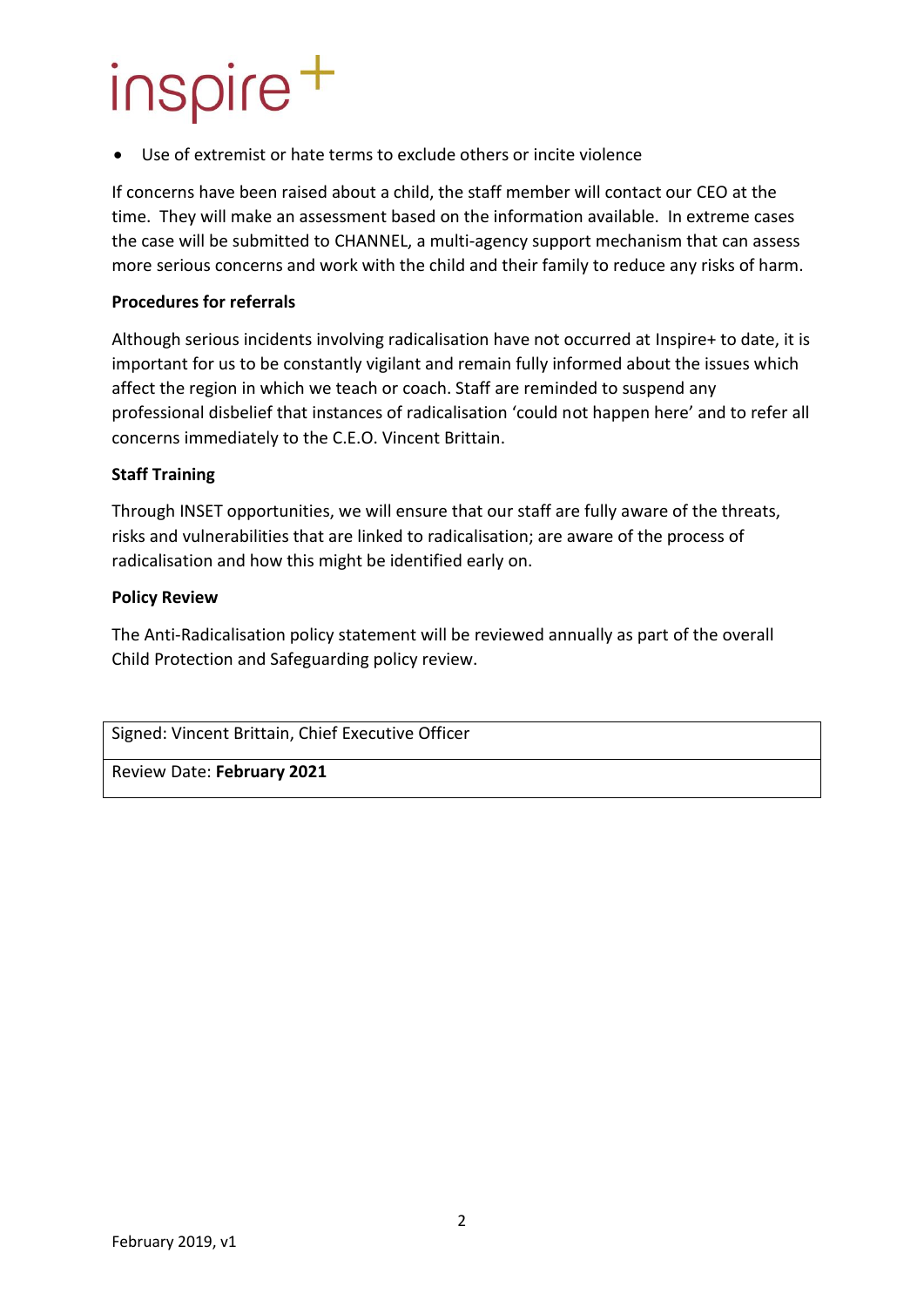- Use of extremist or hate terms to exclude others or incite violence

If concerns have been raised about a child, the staff member will contact our CEO at the time. They will make an assessment based on the information available. In extreme cases the case will be submitted to CHANNEL, a multi-agency support mechanism that can assess more serious concerns and work with the child and their family to reduce any risks of harm.

**Procedures for referrals**

Although serious incidents involving radicalisation have not occurred at Inspire+ to date, it is important for us to be constantly vigilant and remain fully informed about the issues which affect the region in which we teach or coach. Staff are reminded to suspend any professional disbelief that instances of radicalisation 'could not happen here' and to refer all concerns immediately to the C.E.O. Vincent Brittain.

**Staff Training**

Through INSET opportunities, we will ensure that our staff are fully aware of the threats, risks and vulnerabilities that are linked to radicalisation; are aware of the process of radicalisation and how this might be identified early on.

**Policy Review**

The Anti-Radicalisation policy statement will be reviewed annually as part of the overall Child Protection and Safeguarding policy review.

| |
|---|
| Signed: Vincent Brittain, Chief Executive Officer |
| Review Date: **February 2021** |

February 2019, v1